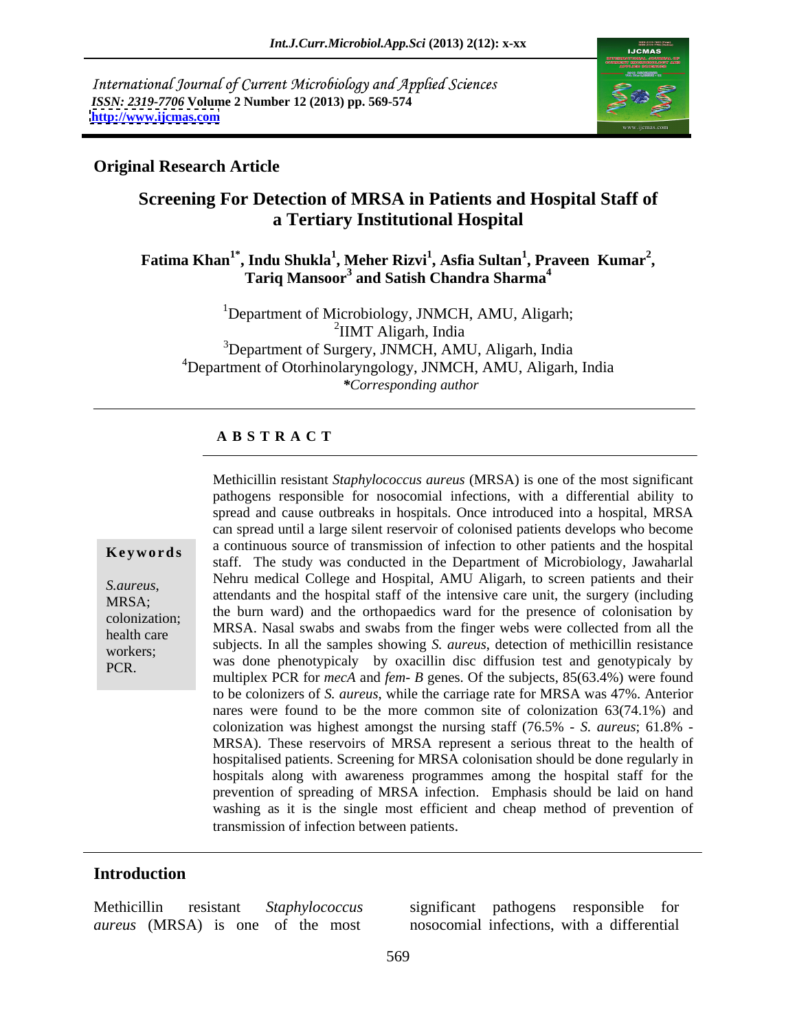International Journal of Current Microbiology and Applied Sciences
*ISSN: 2319-7706* **Volume 2 Number 12 (2013) pp. 569-574**
**http://www.ijcmas.com**

**Original Research Article**

# Screening For Detection of MRSA in Patients and Hospital Staff of a Tertiary Institutional Hospital

**Fatima Khan[1*], Indu Shukla[1], Meher Rizvi[1], Asfia Sultan[1], Praveen Kumar[2], Tariq Mansoor[3] and Satish Chandra Sharma[4]**

[1]Department of Microbiology, JNMCH, AMU, Aligarh;
[2]IIMT Aligarh, India
[3]Department of Surgery, JNMCH, AMU, Aligarh, India
[4]Department of Otorhinolaryngology, JNMCH, AMU, Aligarh, India
*\*Corresponding author*

## A B S T R A C T

**Keywords**

*S.aureus*, MRSA; colonization; health care workers; PCR.

Methicillin resistant *Staphylococcus aureus* (MRSA) is one of the most significant pathogens responsible for nosocomial infections, with a differential ability to spread and cause outbreaks in hospitals. Once introduced into a hospital, MRSA can spread until a large silent reservoir of colonised patients develops who become a continuous source of transmission of infection to other patients and the hospital staff. The study was conducted in the Department of Microbiology, Jawaharlal Nehru medical College and Hospital, AMU Aligarh, to screen patients and their attendants and the hospital staff of the intensive care unit, the surgery (including the burn ward) and the orthopaedics ward for the presence of colonisation by MRSA. Nasal swabs and swabs from the finger webs were collected from all the subjects. In all the samples showing *S. aureus*, detection of methicillin resistance was done phenotypicaly by oxacillin disc diffusion test and genotypicaly by multiplex PCR for *mecA* and *fem- B* genes. Of the subjects, 85(63.4%) were found to be colonizers of *S. aureus*, while the carriage rate for MRSA was 47%. Anterior nares were found to be the more common site of colonization 63(74.1%) and colonization was highest amongst the nursing staff (76.5% - *S. aureus*; 61.8% - MRSA). These reservoirs of MRSA represent a serious threat to the health of hospitalised patients. Screening for MRSA colonisation should be done regularly in hospitals along with awareness programmes among the hospital staff for the prevention of spreading of MRSA infection. Emphasis should be laid on hand washing as it is the single most efficient and cheap method of prevention of transmission of infection between patients.

## Introduction

Methicillin resistant *Staphylococcus aureus* (MRSA) is one of the most significant pathogens responsible for nosocomial infections, with a differential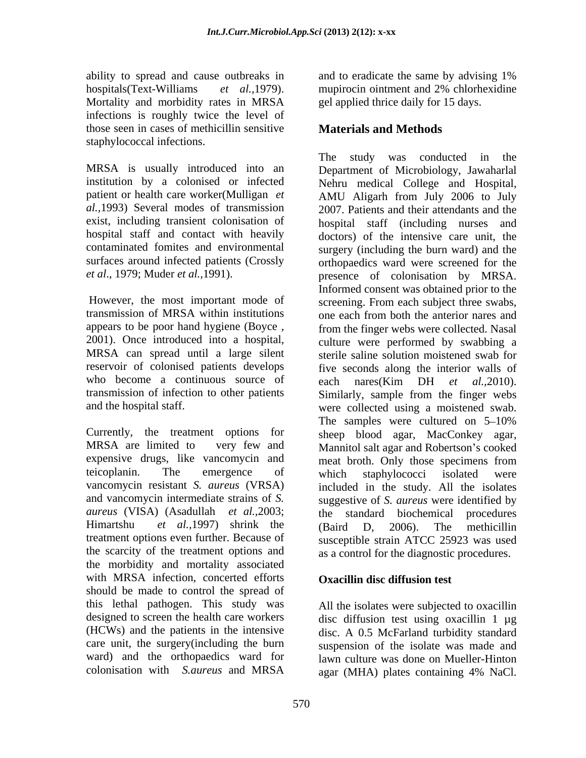ability to spread and cause outbreaks in hospitals(Text-Williams *et al.,*1979). Mortality and morbidity rates in MRSA infections is roughly twice the level of those seen in cases of methicillin sensitive staphylococcal infections.

MRSA is usually introduced into an institution by a colonised or infected patient or health care worker(Mulligan *et al.,*1993) Several modes of transmission exist, including transient colonisation of hospital staff and contact with heavily contaminated fomites and environmental surfaces around infected patients (Crossly *et al*., 1979; Muder *et al.,*1991).

However, the most important mode of transmission of MRSA within institutions appears to be poor hand hygiene (Boyce , 2001). Once introduced into a hospital, MRSA can spread until a large silent reservoir of colonised patients develops who become a continuous source of transmission of infection to other patients and the hospital staff.

Currently, the treatment options for MRSA are limited to very few and expensive drugs, like vancomycin and teicoplanin. The emergence of vancomycin resistant *S. aureus* (VRSA) and vancomycin intermediate strains of *S. aureus* (VISA) (Asadullah *et al.,*2003; Himartshu *et al.,*1997) shrink the treatment options even further. Because of the scarcity of the treatment options and the morbidity and mortality associated with MRSA infection, concerted efforts should be made to control the spread of this lethal pathogen. This study was designed to screen the health care workers (HCWs) and the patients in the intensive care unit, the surgery(including the burn ward) and the orthopaedics ward for colonisation with *S.aureus* and MRSA and to eradicate the same by advising 1% mupirocin ointment and 2% chlorhexidine gel applied thrice daily for 15 days.

## Materials and Methods

The study was conducted in the Department of Microbiology, Jawaharlal Nehru medical College and Hospital, AMU Aligarh from July 2006 to July 2007. Patients and their attendants and the hospital staff (including nurses and doctors) of the intensive care unit, the surgery (including the burn ward) and the orthopaedics ward were screened for the presence of colonisation by MRSA. Informed consent was obtained prior to the screening. From each subject three swabs, one each from both the anterior nares and from the finger webs were collected. Nasal culture were performed by swabbing a sterile saline solution moistened swab for five seconds along the interior walls of each nares(Kim DH *et al.,*2010). Similarly, sample from the finger webs were collected using a moistened swab. The samples were cultured on 5–10% sheep blood agar, MacConkey agar, Mannitol salt agar and Robertson's cooked meat broth. Only those specimens from which staphylococci isolated were included in the study. All the isolates suggestive of *S. aureus* were identified by the standard biochemical procedures (Baird D, 2006). The methicillin susceptible strain ATCC 25923 was used as a control for the diagnostic procedures.

### Oxacillin disc diffusion test

All the isolates were subjected to oxacillin disc diffusion test using oxacillin 1 µg disc. A 0.5 McFarland turbidity standard suspension of the isolate was made and lawn culture was done on Mueller-Hinton agar (MHA) plates containing 4% NaCl.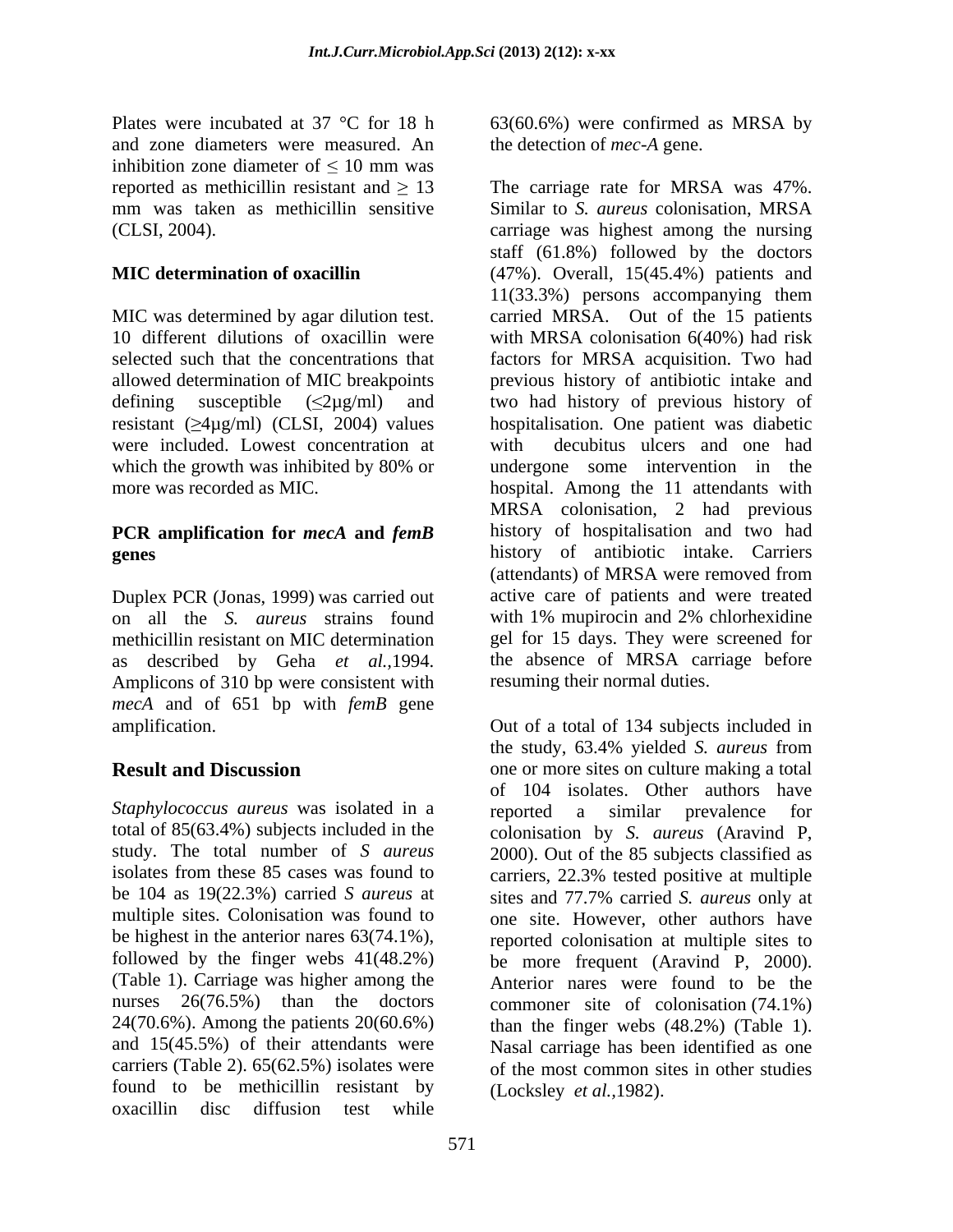Plates were incubated at 37 °C for 18 h and zone diameters were measured. An inhibition zone diameter of ≤ 10 mm was reported as methicillin resistant and ≥ 13 mm was taken as methicillin sensitive (CLSI, 2004).

### MIC determination of oxacillin

MIC was determined by agar dilution test. 10 different dilutions of oxacillin were selected such that the concentrations that allowed determination of MIC breakpoints defining susceptible (≤2µg/ml) and resistant (≥4µg/ml) (CLSI, 2004) values were included. Lowest concentration at which the growth was inhibited by 80% or more was recorded as MIC.

### PCR amplification for *mecA* and *femB* genes

Duplex PCR (Jonas, 1999) was carried out on all the *S. aureus* strains found methicillin resistant on MIC determination as described by Geha *et al.*,1994. Amplicons of 310 bp were consistent with *mecA* and of 651 bp with *femB* gene amplification.

## Result and Discussion

*Staphylococcus aureus* was isolated in a total of 85(63.4%) subjects included in the study. The total number of *S aureus* isolates from these 85 cases was found to be 104 as 19(22.3%) carried *S aureus* at multiple sites. Colonisation was found to be highest in the anterior nares 63(74.1%), followed by the finger webs 41(48.2%) (Table 1). Carriage was higher among the nurses 26(76.5%) than the doctors 24(70.6%). Among the patients 20(60.6%) and 15(45.5%) of their attendants were carriers (Table 2). 65(62.5%) isolates were found to be methicillin resistant by oxacillin disc diffusion test while 63(60.6%) were confirmed as MRSA by the detection of *mec-A* gene.

The carriage rate for MRSA was 47%. Similar to *S. aureus* colonisation, MRSA carriage was highest among the nursing staff (61.8%) followed by the doctors (47%). Overall, 15(45.4%) patients and 11(33.3%) persons accompanying them carried MRSA. Out of the 15 patients with MRSA colonisation 6(40%) had risk factors for MRSA acquisition. Two had previous history of antibiotic intake and two had history of previous history of hospitalisation. One patient was diabetic with decubitus ulcers and one had undergone some intervention in the hospital. Among the 11 attendants with MRSA colonisation, 2 had previous history of hospitalisation and two had history of antibiotic intake. Carriers (attendants) of MRSA were removed from active care of patients and were treated with 1% mupirocin and 2% chlorhexidine gel for 15 days. They were screened for the absence of MRSA carriage before resuming their normal duties.

Out of a total of 134 subjects included in the study, 63.4% yielded *S. aureus* from one or more sites on culture making a total of 104 isolates. Other authors have reported a similar prevalence for colonisation by *S. aureus* (Aravind P, 2000). Out of the 85 subjects classified as carriers, 22.3% tested positive at multiple sites and 77.7% carried *S. aureus* only at one site. However, other authors have reported colonisation at multiple sites to be more frequent (Aravind P, 2000). Anterior nares were found to be the commoner site of colonisation (74.1%) than the finger webs (48.2%) (Table 1). Nasal carriage has been identified as one of the most common sites in other studies (Locksley *et al.*,1982).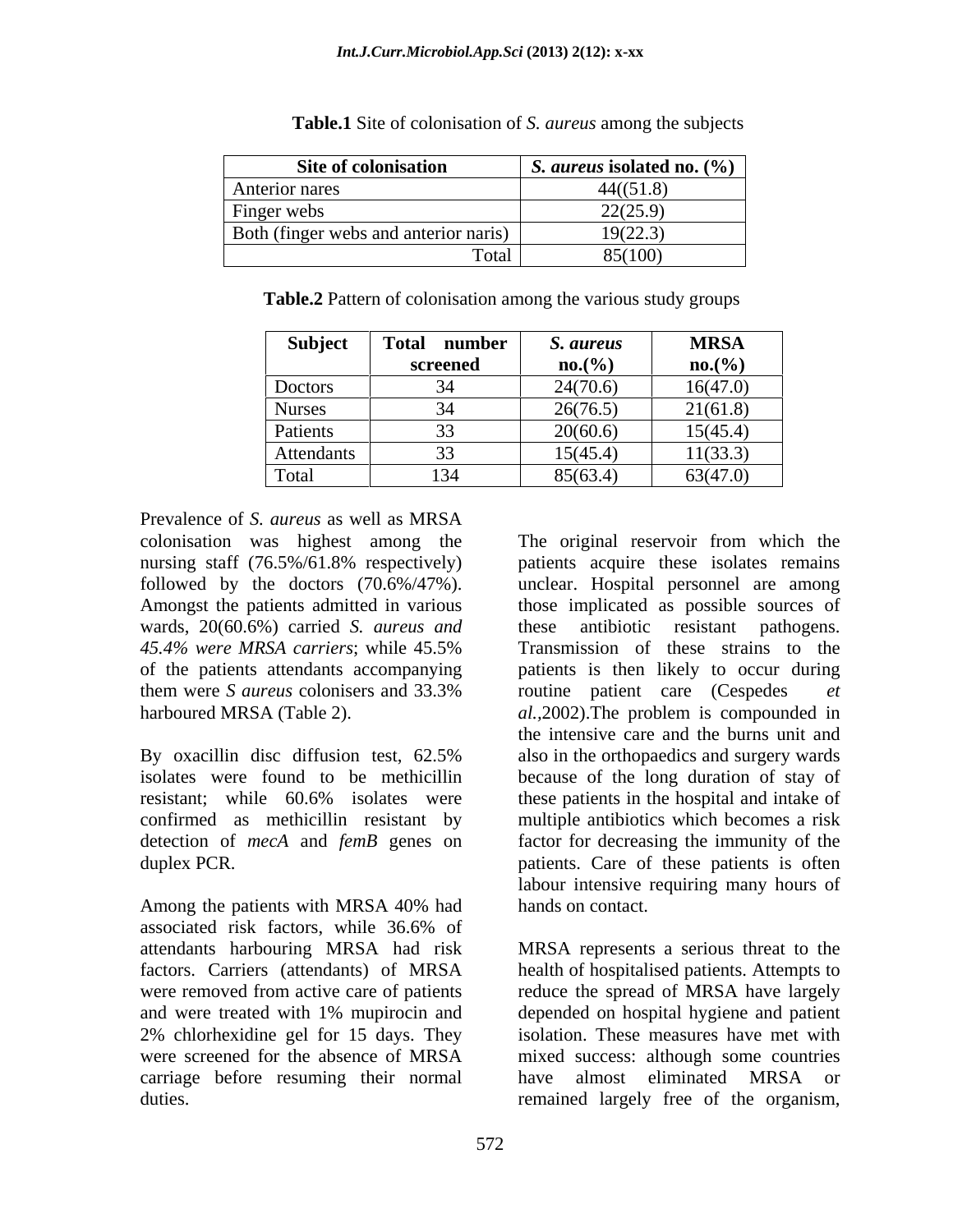**Table.1** Site of colonisation of *S. aureus* among the subjects

| Site of colonisation | *S. aureus* isolated no. (%) |
|---|---|
| Anterior nares | 44((51.8) |
| Finger webs | 22(25.9) |
| Both (finger webs and anterior naris) | 19(22.3) |
| Total | 85(100) |

**Table.2** Pattern of colonisation among the various study groups

| Subject | Total number screened | *S. aureus* no.(%) | MRSA no.(%) |
|---|---|---|---|
| Doctors | 34 | 24(70.6) | 16(47.0) |
| Nurses | 34 | 26(76.5) | 21(61.8) |
| Patients | 33 | 20(60.6) | 15(45.4) |
| Attendants | 33 | 15(45.4) | 11(33.3) |
| Total | 134 | 85(63.4) | 63(47.0) |

Prevalence of *S. aureus* as well as MRSA colonisation was highest among the nursing staff (76.5%/61.8% respectively) followed by the doctors (70.6%/47%). Amongst the patients admitted in various wards, 20(60.6%) carried *S. aureus and 45.4% were MRSA carriers*; while 45.5% of the patients attendants accompanying them were *S aureus* colonisers and 33.3% harboured MRSA (Table 2).

By oxacillin disc diffusion test, 62.5% isolates were found to be methicillin resistant; while 60.6% isolates were confirmed as methicillin resistant by detection of *mecA* and *femB* genes on duplex PCR.

Among the patients with MRSA 40% had associated risk factors, while 36.6% of attendants harbouring MRSA had risk factors. Carriers (attendants) of MRSA were removed from active care of patients and were treated with 1% mupirocin and 2% chlorhexidine gel for 15 days. They were screened for the absence of MRSA carriage before resuming their normal duties.

The original reservoir from which the patients acquire these isolates remains unclear. Hospital personnel are among those implicated as possible sources of these antibiotic resistant pathogens. Transmission of these strains to the patients is then likely to occur during routine patient care (Cespedes *et al.*,2002).The problem is compounded in the intensive care and the burns unit and also in the orthopaedics and surgery wards because of the long duration of stay of these patients in the hospital and intake of multiple antibiotics which becomes a risk factor for decreasing the immunity of the patients. Care of these patients is often labour intensive requiring many hours of hands on contact.

MRSA represents a serious threat to the health of hospitalised patients. Attempts to reduce the spread of MRSA have largely depended on hospital hygiene and patient isolation. These measures have met with mixed success: although some countries have almost eliminated MRSA or remained largely free of the organism,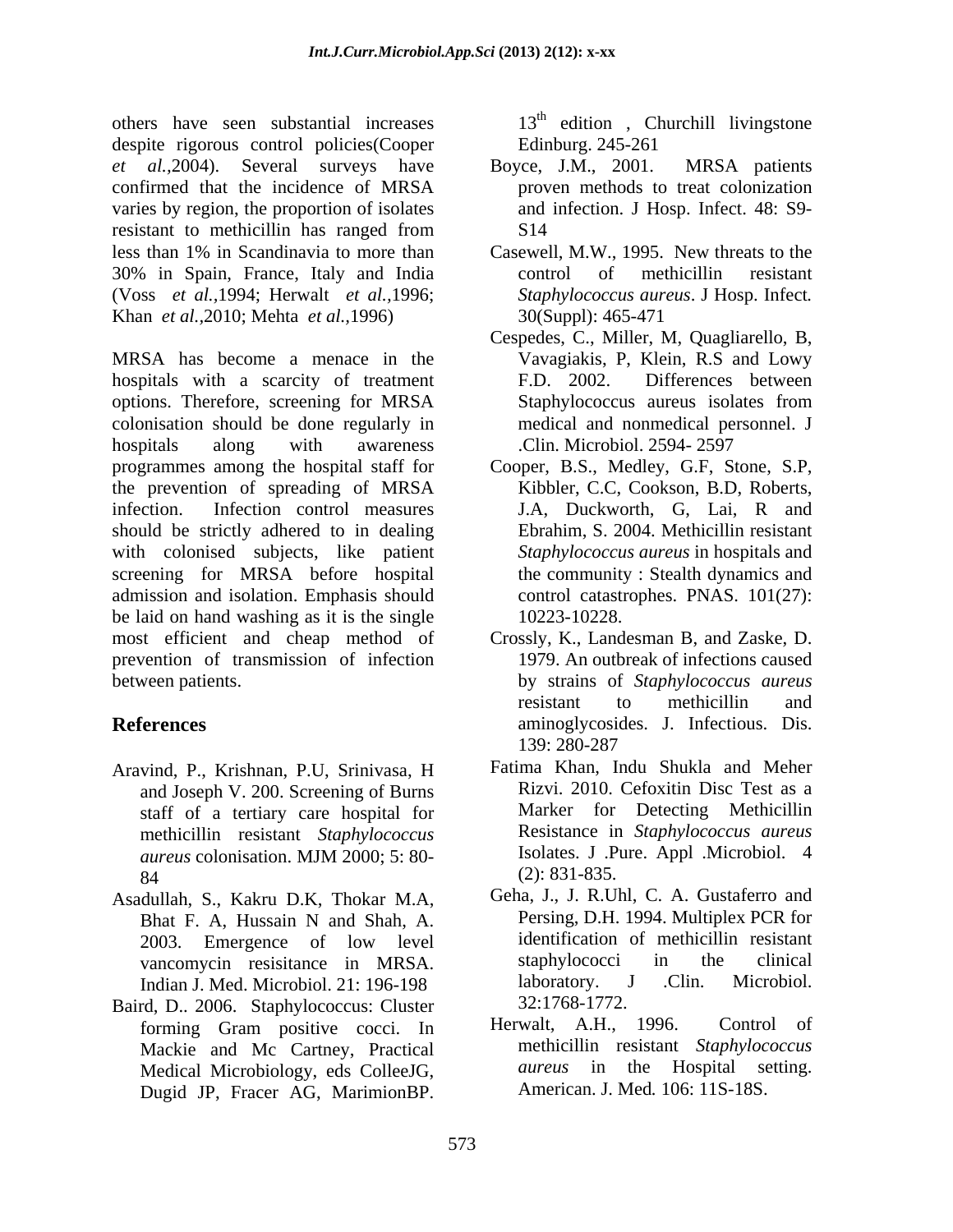others have seen substantial increases despite rigorous control policies(Cooper *et al.*,2004). Several surveys have confirmed that the incidence of MRSA varies by region, the proportion of isolates resistant to methicillin has ranged from less than 1% in Scandinavia to more than 30% in Spain, France, Italy and India (Voss *et al.*,1994; Herwalt *et al.*,1996; Khan *et al.*,2010; Mehta *et al.*,1996)

MRSA has become a menace in the hospitals with a scarcity of treatment options. Therefore, screening for MRSA colonisation should be done regularly in hospitals along with awareness programmes among the hospital staff for the prevention of spreading of MRSA infection. Infection control measures should be strictly adhered to in dealing with colonised subjects, like patient screening for MRSA before hospital admission and isolation. Emphasis should be laid on hand washing as it is the single most efficient and cheap method of prevention of transmission of infection between patients.

## References

Aravind, P., Krishnan, P.U, Srinivasa, H and Joseph V. 200. Screening of Burns staff of a tertiary care hospital for methicillin resistant *Staphylococcus aureus* colonisation. MJM 2000; 5: 80-84

Asadullah, S., Kakru D.K, Thokar M.A, Bhat F. A, Hussain N and Shah, A. 2003. Emergence of low level vancomycin resisitance in MRSA. Indian J. Med. Microbiol. 21: 196-198

Baird, D.. 2006. Staphylococcus: Cluster forming Gram positive cocci. In Mackie and Mc Cartney, Practical Medical Microbiology, eds ColleeJG, Dugid JP, Fracer AG, MarimionBP. 13th edition , Churchill livingstone Edinburg. 245-261

Boyce, J.M., 2001. MRSA patients proven methods to treat colonization and infection. J Hosp. Infect. 48: S9-S14

Casewell, M.W., 1995. New threats to the control of methicillin resistant *Staphylococcus aureus*. J Hosp. Infect. 30(Suppl): 465-471

Cespedes, C., Miller, M, Quagliarello, B, Vavagiakis, P, Klein, R.S and Lowy F.D. 2002. Differences between Staphylococcus aureus isolates from medical and nonmedical personnel. J .Clin. Microbiol. 2594- 2597

Cooper, B.S., Medley, G.F, Stone, S.P, Kibbler, C.C, Cookson, B.D, Roberts, J.A, Duckworth, G, Lai, R and Ebrahim, S. 2004. Methicillin resistant *Staphylococcus aureus* in hospitals and the community : Stealth dynamics and control catastrophes. PNAS. 101(27): 10223-10228.

Crossly, K., Landesman B, and Zaske, D. 1979. An outbreak of infections caused by strains of *Staphylococcus aureus* resistant to methicillin and aminoglycosides. J. Infectious. Dis. 139: 280-287

Fatima Khan, Indu Shukla and Meher Rizvi. 2010. Cefoxitin Disc Test as a Marker for Detecting Methicillin Resistance in *Staphylococcus aureus* Isolates. J .Pure. Appl .Microbiol. 4 (2): 831-835.

Geha, J., J. R.Uhl, C. A. Gustaferro and Persing, D.H. 1994. Multiplex PCR for identification of methicillin resistant staphylococci in the clinical laboratory. J .Clin. Microbiol. 32:1768-1772.

Herwalt, A.H., 1996. Control of methicillin resistant *Staphylococcus aureus* in the Hospital setting. American. J. Med. 106: 11S-18S.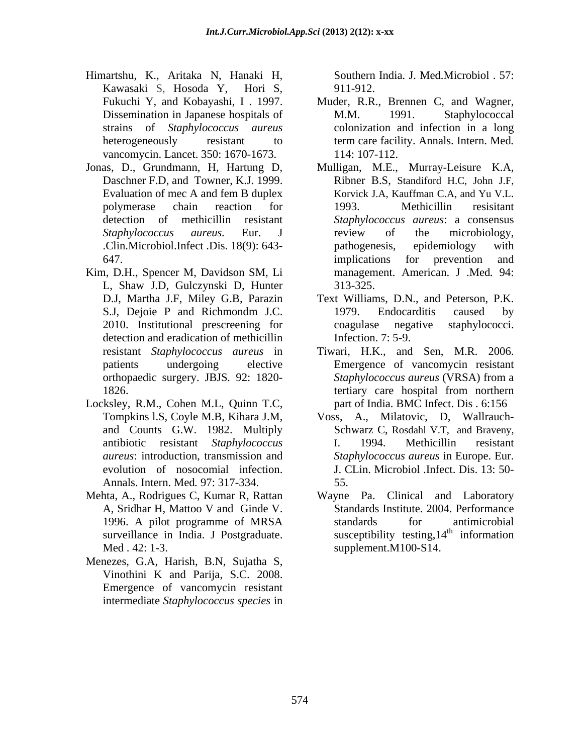Himartshu, K., Aritaka N, Hanaki H, Kawasaki S, Hosoda Y, Hori S, Fukuchi Y, and Kobayashi, I . 1997. Dissemination in Japanese hospitals of strains of *Staphylococcus aureus* heterogeneously resistant to vancomycin. Lancet. 350: 1670-1673.

Jonas, D., Grundmann, H, Hartung D, Daschner F.D, and Towner, K.J. 1999. Evaluation of mec A and fem B duplex polymerase chain reaction for detection of methicillin resistant *Staphylococcus aureus.* Eur. J .Clin.Microbiol.Infect .Dis. 18(9): 643-647.

Kim, D.H., Spencer M, Davidson SM, Li L, Shaw J.D, Gulczynski D, Hunter D.J, Martha J.F, Miley G.B, Parazin S.J, Dejoie P and Richmondm J.C. 2010. Institutional prescreening for detection and eradication of methicillin resistant *Staphylococcus aureus* in patients undergoing elective orthopaedic surgery. JBJS. 92: 1820-1826.

Locksley, R.M., Cohen M.L, Quinn T.C, Tompkins l.S, Coyle M.B, Kihara J.M, and Counts G.W. 1982. Multiply antibiotic resistant *Staphylococcus aureus*: introduction, transmission and evolution of nosocomial infection. Annals. Intern. Med. 97: 317-334.

Mehta, A., Rodrigues C, Kumar R, Rattan A, Sridhar H, Mattoo V and Ginde V. 1996. A pilot programme of MRSA surveillance in India. J Postgraduate. Med . 42: 1-3.

Menezes, G.A, Harish, B.N, Sujatha S, Vinothini K and Parija, S.C. 2008. Emergence of vancomycin resistant intermediate *Staphylococcus species* in Southern India. J. Med.Microbiol . 57: 911-912.

Muder, R.R., Brennen C, and Wagner, M.M. 1991. Staphylococcal colonization and infection in a long term care facility. Annals. Intern. Med. 114: 107-112.

Mulligan, M.E., Murray-Leisure K.A, Ribner B.S, Standiford H.C, John J.F, Korvick J.A, Kauffman C.A, and Yu V.L. 1993. Methicillin resisitant *Staphylococcus aureus*: a consensus review of the microbiology, pathogenesis, epidemiology with implications for prevention and management. American. J .Med. 94: 313-325.

Text Williams, D.N., and Peterson, P.K. 1979. Endocarditis caused by coagulase negative staphylococci. Infection. 7: 5-9.

Tiwari, H.K., and Sen, M.R. 2006. Emergence of vancomycin resistant *Staphylococcus aureus* (VRSA) from a tertiary care hospital from northern part of India. BMC Infect. Dis . 6:156

Voss, A., Milatovic, D, Wallrauch-Schwarz C, Rosdahl V.T, and Braveny, I. 1994. Methicillin resistant *Staphylococcus aureus* in Europe. Eur. J. CLin. Microbiol .Infect. Dis. 13: 50-55.

Wayne Pa. Clinical and Laboratory Standards Institute. 2004. Performance standards for antimicrobial susceptibility testing,14th information supplement.M100-S14.